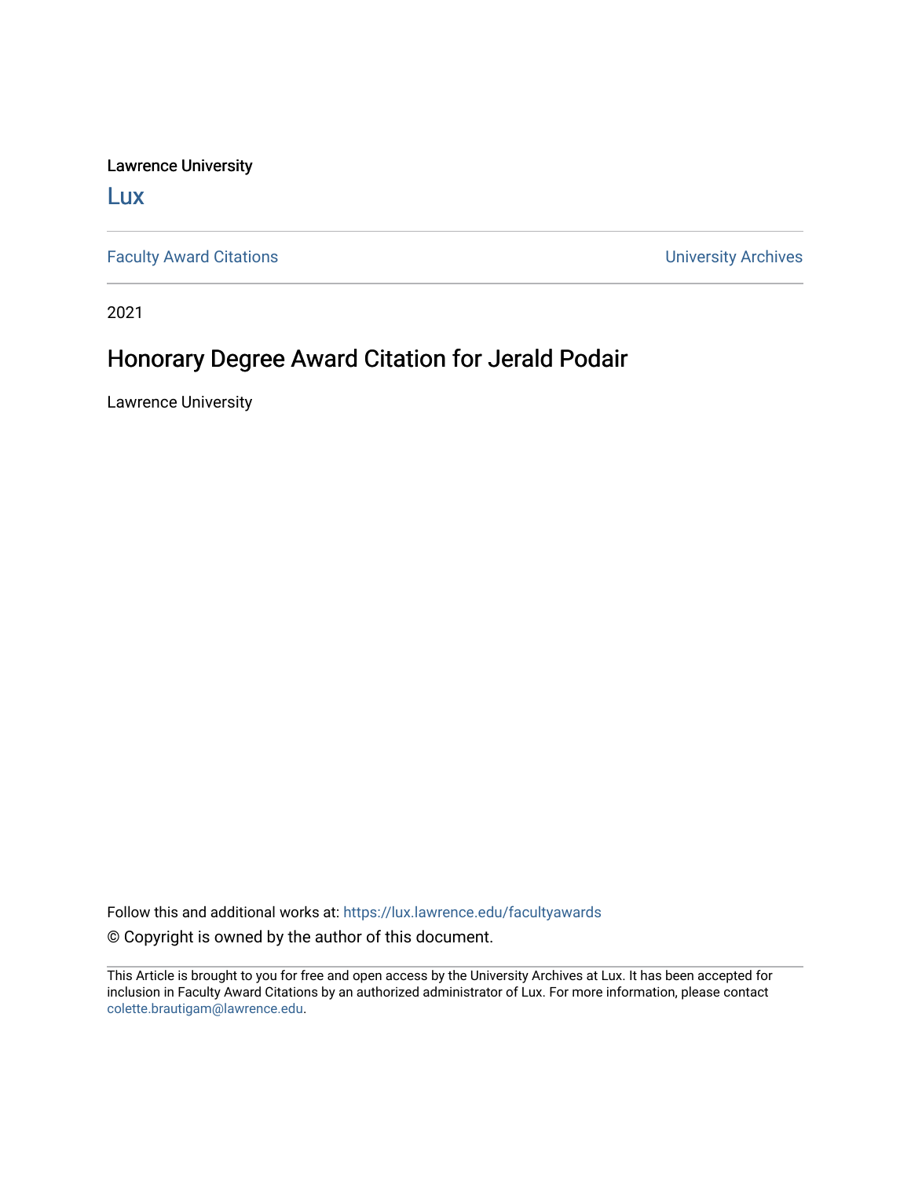Lawrence University

Lux

Faculty Award Citations | University Archives

2021

# Honorary Degree Award Citation for Jerald Podair

Lawrence University

Follow this and additional works at: https://lux.lawrence.edu/facultyawards

© Copyright is owned by the author of this document.

This Article is brought to you for free and open access by the University Archives at Lux. It has been accepted for inclusion in Faculty Award Citations by an authorized administrator of Lux. For more information, please contact colette.brautigam@lawrence.edu.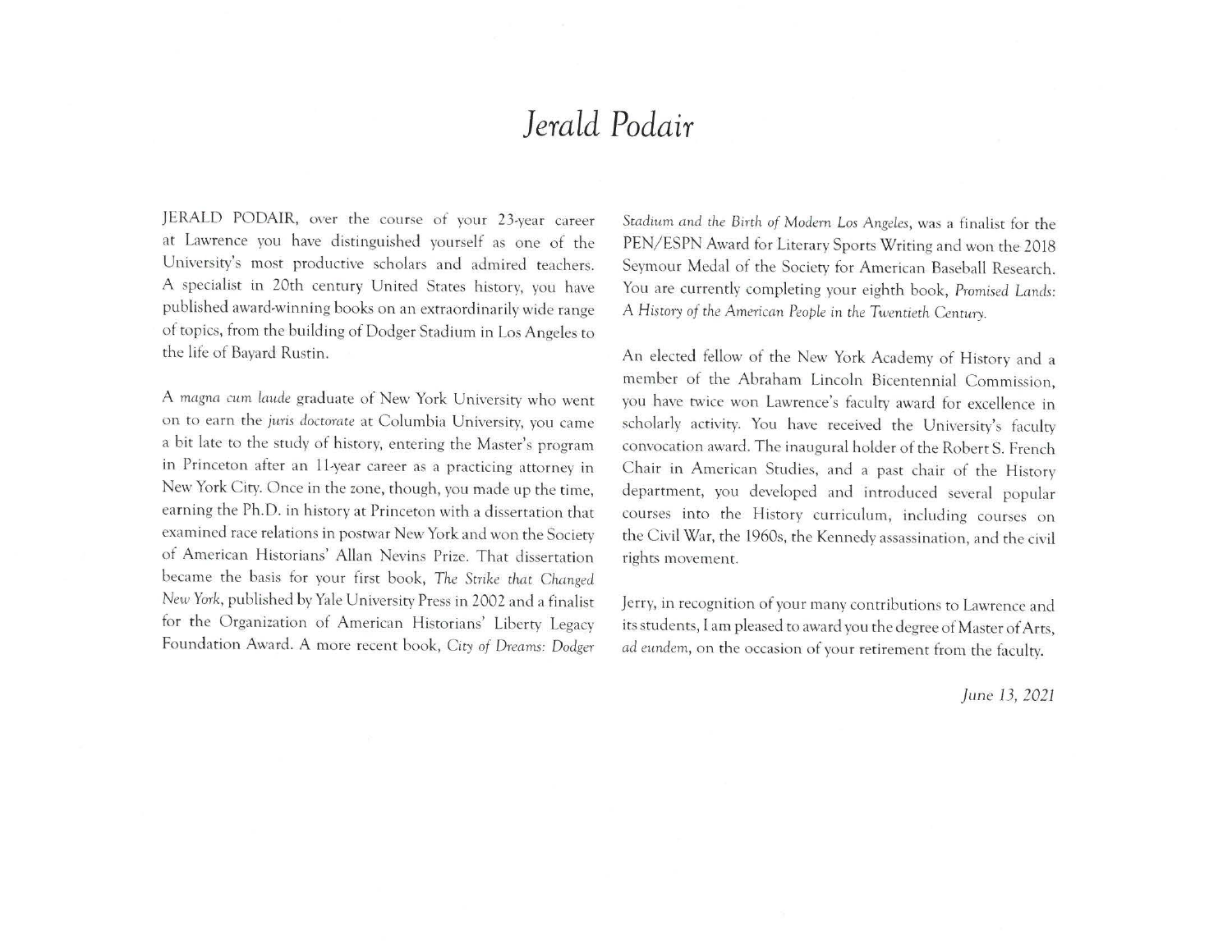# *Jerald Podair*

JERALD PODAIR, over the course of your 23-year career at Lawrence you have distinguished yourself as one of the University's most productive scholars and admired teachers. A specialist in 20th century United States history, you have published award-winning books on an extraordinarily wide range of topics, from the building of Dodger Stadium in Los Angeles to the life of Bayard Rustin.

A *magna cum laude* graduate of New York University who went on to earn the *juris doctorate* at Columbia University, you came a bit late to the study of history, entering the Master's program in Princeton after an 11-year career as a practicing attorney in New York City. Once in the zone, though, you made up the time, earning the Ph.D. in history at Princeton with a dissertation that examined race relations in postwar New York and won the Society of American Historians' Allan Nevins Prize. That dissertation became the basis for your first book, *The Strike that Changed New York*, published by Yale University Press in 2002 and a finalist for the Organization of American Historians' Liberty Legacy Foundation Award. A more recent book, *City of Dreams: Dodger Stadium and the Birth of Modern Los Angeles*, was a finalist for the PEN/ESPN Award for Literary Sports Writing and won the 2018 Seymour Medal of the Society for American Baseball Research. You are currently completing your eighth book, *Promised Lands: A History of the American People in the Twentieth Century*.

An elected fellow of the New York Academy of History and a member of the Abraham Lincoln Bicentennial Commission, you have twice won Lawrence's faculty award for excellence in scholarly activity. You have received the University's faculty convocation award. The inaugural holder of the Robert S. French Chair in American Studies, and a past chair of the History department, you developed and introduced several popular courses into the History curriculum, including courses on the Civil War, the 1960s, the Kennedy assassination, and the civil rights movement.

Jerry, in recognition of your many contributions to Lawrence and its students, I am pleased to award you the degree of Master of Arts, *ad eundem*, on the occasion of your retirement from the faculty.

*June 13, 2021*